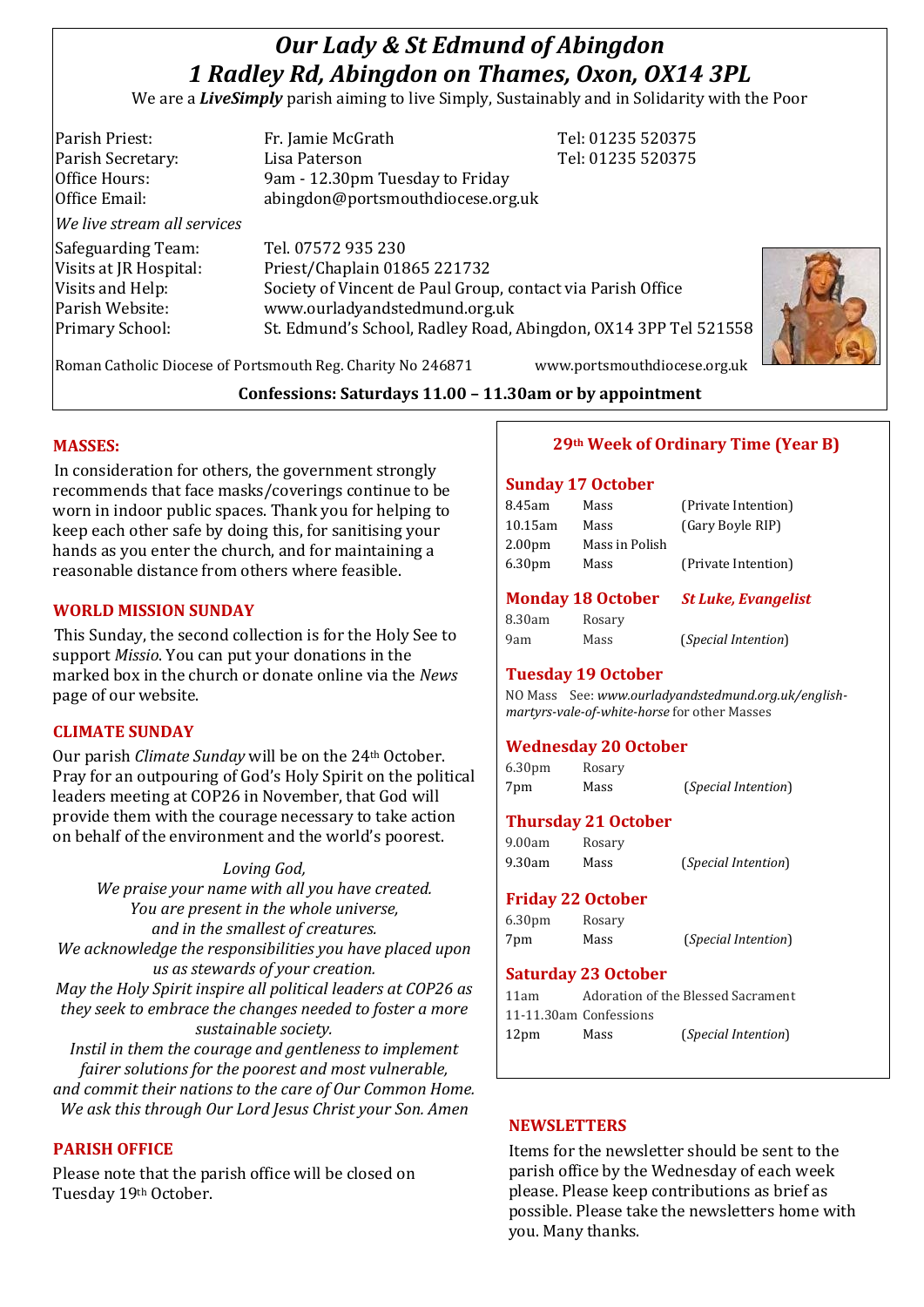# *Our Lady & St Edmund of Abingdon*
# *1 Radley Rd, Abingdon on Thames, Oxon, OX14 3PL*

We are a ***LiveSimply*** parish aiming to live Simply, Sustainably and in Solidarity with the Poor

| | | |
|---|---|---|
| Parish Priest: | Fr. Jamie McGrath | Tel: 01235 520375 |
| Parish Secretary: | Lisa Paterson | Tel: 01235 520375 |
| Office Hours: | 9am - 12.30pm Tuesday to Friday | |
| Office Email: | abingdon@portsmouthdiocese.org.uk | |

*We live stream all services*

| | |
|---|---|
| Safeguarding Team: | Tel. 07572 935 230 |
| Visits at JR Hospital: | Priest/Chaplain 01865 221732 |
| Visits and Help: | Society of Vincent de Paul Group, contact via Parish Office |
| Parish Website: | www.ourladyandstedmund.org.uk |
| Primary School: | St. Edmund's School, Radley Road, Abingdon, OX14 3PP Tel 521558 |

Roman Catholic Diocese of Portsmouth Reg. Charity No 246871 www.portsmouthdiocese.org.uk

**Confessions: Saturdays 11.00 – 11.30am or by appointment**

## MASSES:

In consideration for others, the government strongly recommends that face masks/coverings continue to be worn in indoor public spaces. Thank you for helping to keep each other safe by doing this, for sanitising your hands as you enter the church, and for maintaining a reasonable distance from others where feasible.

## WORLD MISSION SUNDAY

This Sunday, the second collection is for the Holy See to support *Missio*. You can put your donations in the marked box in the church or donate online via the *News* page of our website.

## CLIMATE SUNDAY

Our parish *Climate Sunday* will be on the 24th October. Pray for an outpouring of God's Holy Spirit on the political leaders meeting at COP26 in November, that God will provide them with the courage necessary to take action on behalf of the environment and the world's poorest.

*Loving God,*
*We praise your name with all you have created.*
*You are present in the whole universe,*
*and in the smallest of creatures.*
*We acknowledge the responsibilities you have placed upon us as stewards of your creation.*
*May the Holy Spirit inspire all political leaders at COP26 as they seek to embrace the changes needed to foster a more sustainable society.*
*Instil in them the courage and gentleness to implement fairer solutions for the poorest and most vulnerable,*
*and commit their nations to the care of Our Common Home.*
*We ask this through Our Lord Jesus Christ your Son. Amen*

## PARISH OFFICE

Please note that the parish office will be closed on Tuesday 19th October.

## 29th Week of Ordinary Time (Year B)

### Sunday 17 October

| | | |
|---|---|---|
| 8.45am | Mass | (Private Intention) |
| 10.15am | Mass | (Gary Boyle RIP) |
| 2.00pm | Mass in Polish | |
| 6.30pm | Mass | (Private Intention) |

### Monday 18 October *St Luke, Evangelist*

| | | |
|---|---|---|
| 8.30am | Rosary | |
| 9am | Mass | (*Special Intention*) |

### Tuesday 19 October

NO Mass See: *www.ourladyandstedmund.org.uk/english-martyrs-vale-of-white-horse* for other Masses

### Wednesday 20 October

| | | |
|---|---|---|
| 6.30pm | Rosary | |
| 7pm | Mass | (*Special Intention*) |

### Thursday 21 October

| | | |
|---|---|---|
| 9.00am | Rosary | |
| 9.30am | Mass | (*Special Intention*) |

### Friday 22 October

| | | |
|---|---|---|
| 6.30pm | Rosary | |
| 7pm | Mass | (*Special Intention*) |

### Saturday 23 October

| | | |
|---|---|---|
| 11am | Adoration of the Blessed Sacrament | |
| 11-11.30am | Confessions | |
| 12pm | Mass | (*Special Intention*) |

## NEWSLETTERS

Items for the newsletter should be sent to the parish office by the Wednesday of each week please. Please keep contributions as brief as possible. Please take the newsletters home with you. Many thanks.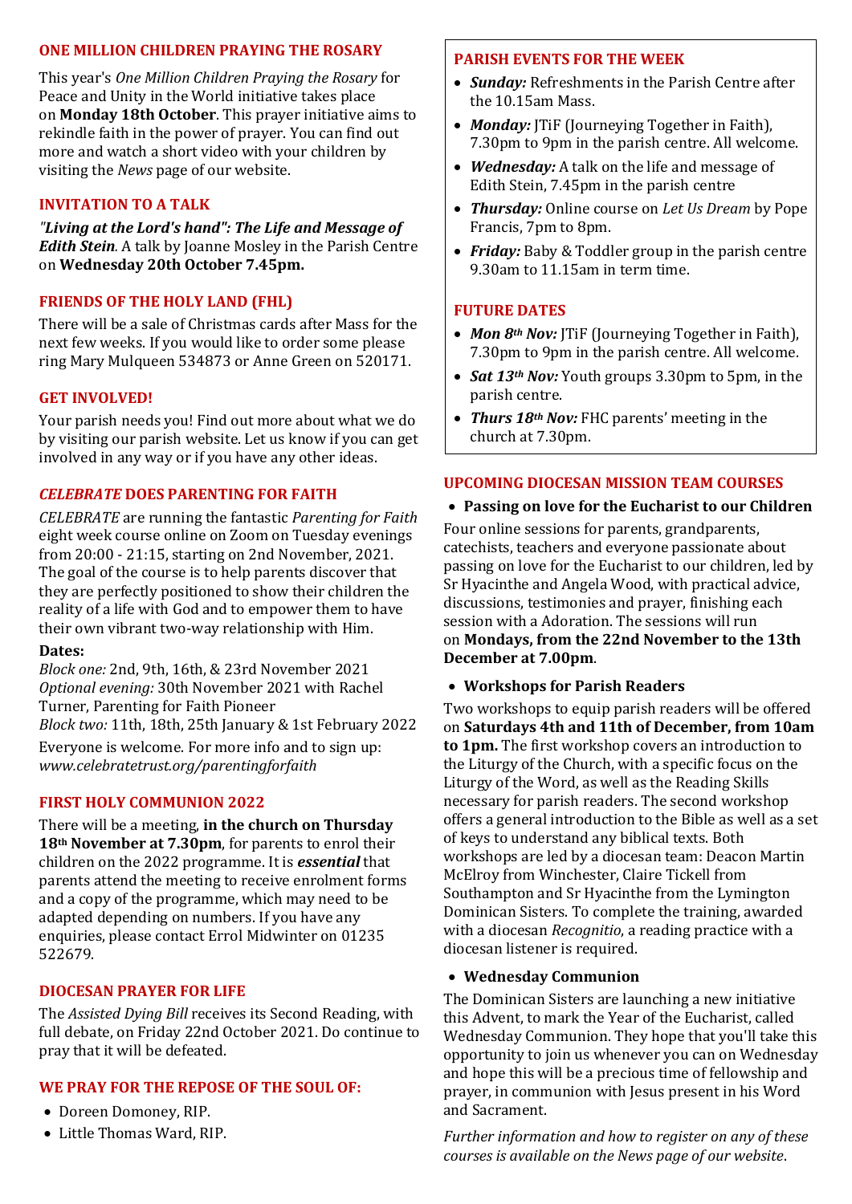## ONE MILLION CHILDREN PRAYING THE ROSARY

This year's *One Million Children Praying the Rosary* for Peace and Unity in the World initiative takes place on **Monday 18th October**. This prayer initiative aims to rekindle faith in the power of prayer. You can find out more and watch a short video with your children by visiting the *News* page of our website.

## INVITATION TO A TALK

***"Living at the Lord's hand": The Life and Message of Edith Stein***. A talk by Joanne Mosley in the Parish Centre on **Wednesday 20th October 7.45pm.**

## FRIENDS OF THE HOLY LAND (FHL)

There will be a sale of Christmas cards after Mass for the next few weeks. If you would like to order some please ring Mary Mulqueen 534873 or Anne Green on 520171.

## GET INVOLVED!

Your parish needs you! Find out more about what we do by visiting our parish website. Let us know if you can get involved in any way or if you have any other ideas.

## *CELEBRATE* DOES PARENTING FOR FAITH

*CELEBRATE* are running the fantastic *Parenting for Faith* eight week course online on Zoom on Tuesday evenings from 20:00 - 21:15, starting on 2nd November, 2021. The goal of the course is to help parents discover that they are perfectly positioned to show their children the reality of a life with God and to empower them to have their own vibrant two-way relationship with Him.

**Dates:**

*Block one:* 2nd, 9th, 16th, & 23rd November 2021
*Optional evening:* 30th November 2021 with Rachel Turner, Parenting for Faith Pioneer
*Block two:* 11th, 18th, 25th January & 1st February 2022

Everyone is welcome. For more info and to sign up: *www.celebratetrust.org/parentingforfaith*

## FIRST HOLY COMMUNION 2022

There will be a meeting, **in the church on Thursday 18th November at 7.30pm**, for parents to enrol their children on the 2022 programme. It is ***essential*** that parents attend the meeting to receive enrolment forms and a copy of the programme, which may need to be adapted depending on numbers. If you have any enquiries, please contact Errol Midwinter on 01235 522679.

## DIOCESAN PRAYER FOR LIFE

The *Assisted Dying Bill* receives its Second Reading, with full debate, on Friday 22nd October 2021. Do continue to pray that it will be defeated.

## WE PRAY FOR THE REPOSE OF THE SOUL OF:

- Doreen Domoney, RIP.
- Little Thomas Ward, RIP.

## PARISH EVENTS FOR THE WEEK

- ***Sunday:*** Refreshments in the Parish Centre after the 10.15am Mass.
- ***Monday:*** JTiF (Journeying Together in Faith), 7.30pm to 9pm in the parish centre. All welcome.
- ***Wednesday:*** A talk on the life and message of Edith Stein, 7.45pm in the parish centre
- ***Thursday:*** Online course on *Let Us Dream* by Pope Francis, 7pm to 8pm.
- ***Friday:*** Baby & Toddler group in the parish centre 9.30am to 11.15am in term time.

## FUTURE DATES

- ***Mon 8th Nov:*** JTiF (Journeying Together in Faith), 7.30pm to 9pm in the parish centre. All welcome.
- ***Sat 13th Nov:*** Youth groups 3.30pm to 5pm, in the parish centre.
- ***Thurs 18th Nov:*** FHC parents' meeting in the church at 7.30pm.

## UPCOMING DIOCESAN MISSION TEAM COURSES

- **Passing on love for the Eucharist to our Children**

Four online sessions for parents, grandparents, catechists, teachers and everyone passionate about passing on love for the Eucharist to our children, led by Sr Hyacinthe and Angela Wood, with practical advice, discussions, testimonies and prayer, finishing each session with a Adoration. The sessions will run on **Mondays, from the 22nd November to the 13th December at 7.00pm**.

- **Workshops for Parish Readers**

Two workshops to equip parish readers will be offered on **Saturdays 4th and 11th of December, from 10am to 1pm.** The first workshop covers an introduction to the Liturgy of the Church, with a specific focus on the Liturgy of the Word, as well as the Reading Skills necessary for parish readers. The second workshop offers a general introduction to the Bible as well as a set of keys to understand any biblical texts. Both workshops are led by a diocesan team: Deacon Martin McElroy from Winchester, Claire Tickell from Southampton and Sr Hyacinthe from the Lymington Dominican Sisters. To complete the training, awarded with a diocesan *Recognitio*, a reading practice with a diocesan listener is required.

- **Wednesday Communion**

The Dominican Sisters are launching a new initiative this Advent, to mark the Year of the Eucharist, called Wednesday Communion. They hope that you'll take this opportunity to join us whenever you can on Wednesday and hope this will be a precious time of fellowship and prayer, in communion with Jesus present in his Word and Sacrament.

*Further information and how to register on any of these courses is available on the News page of our website.*